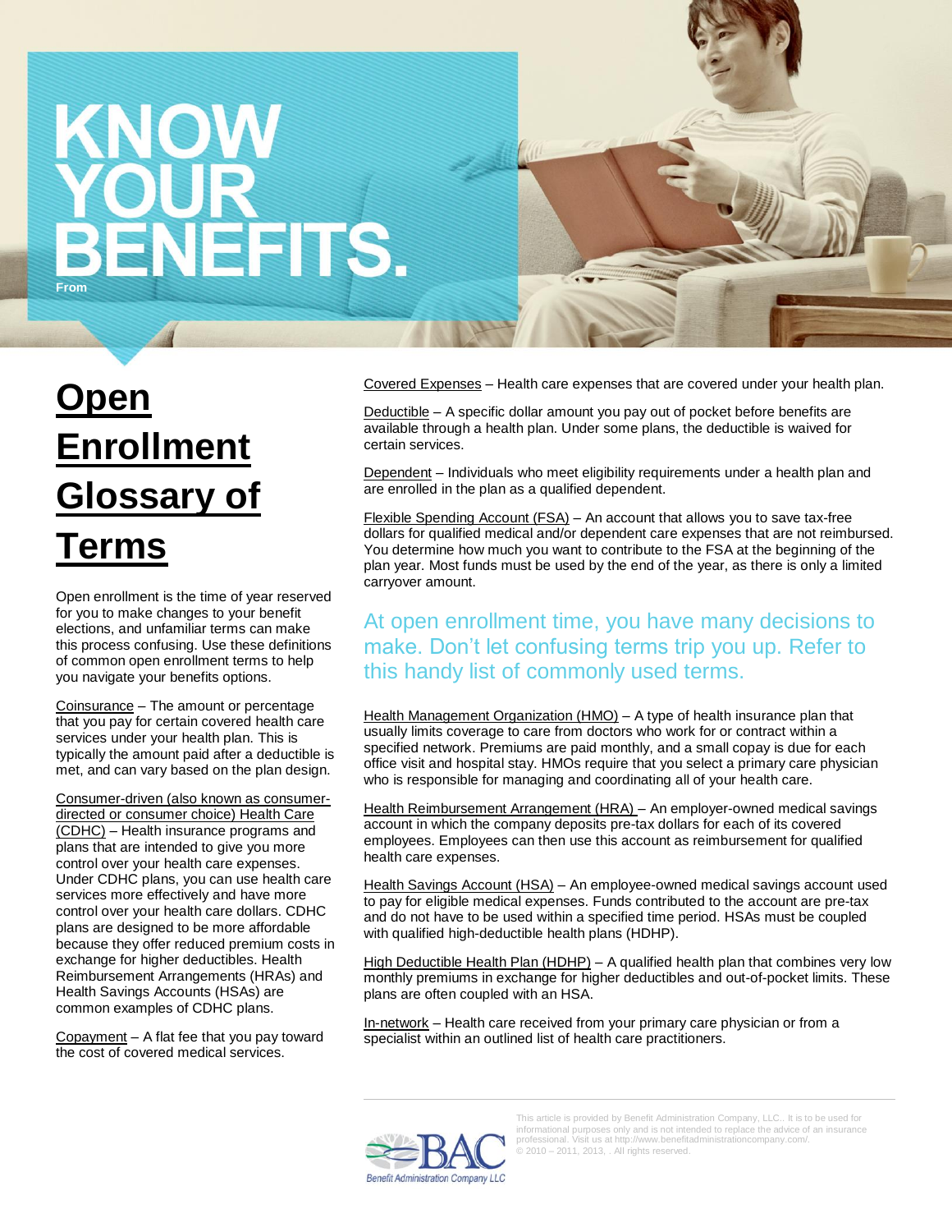# KNOW YOUR BENEFITS.

From

## Open Enrollment Glossary of Terms

Open enrollment is the time of year reserved for you to make changes to your benefit elections, and unfamiliar terms can make this process confusing. Use these definitions of common open enrollment terms to help you navigate your benefits options.

Coinsurance – The amount or percentage that you pay for certain covered health care services under your health plan. This is typically the amount paid after a deductible is met, and can vary based on the plan design.

Consumer-driven (also known as consumer-directed or consumer choice) Health Care (CDHC) – Health insurance programs and plans that are intended to give you more control over your health care expenses. Under CDHC plans, you can use health care services more effectively and have more control over your health care dollars. CDHC plans are designed to be more affordable because they offer reduced premium costs in exchange for higher deductibles. Health Reimbursement Arrangements (HRAs) and Health Savings Accounts (HSAs) are common examples of CDHC plans.

Copayment – A flat fee that you pay toward the cost of covered medical services.

Covered Expenses – Health care expenses that are covered under your health plan.

Deductible – A specific dollar amount you pay out of pocket before benefits are available through a health plan. Under some plans, the deductible is waived for certain services.

Dependent – Individuals who meet eligibility requirements under a health plan and are enrolled in the plan as a qualified dependent.

Flexible Spending Account (FSA) – An account that allows you to save tax-free dollars for qualified medical and/or dependent care expenses that are not reimbursed. You determine how much you want to contribute to the FSA at the beginning of the plan year. Most funds must be used by the end of the year, as there is only a limited carryover amount.

At open enrollment time, you have many decisions to make. Don't let confusing terms trip you up. Refer to this handy list of commonly used terms.

Health Management Organization (HMO) – A type of health insurance plan that usually limits coverage to care from doctors who work for or contract within a specified network. Premiums are paid monthly, and a small copay is due for each office visit and hospital stay. HMOs require that you select a primary care physician who is responsible for managing and coordinating all of your health care.

Health Reimbursement Arrangement (HRA) – An employer-owned medical savings account in which the company deposits pre-tax dollars for each of its covered employees. Employees can then use this account as reimbursement for qualified health care expenses.

Health Savings Account (HSA) – An employee-owned medical savings account used to pay for eligible medical expenses. Funds contributed to the account are pre-tax and do not have to be used within a specified time period. HSAs must be coupled with qualified high-deductible health plans (HDHP).

High Deductible Health Plan (HDHP) – A qualified health plan that combines very low monthly premiums in exchange for higher deductibles and out-of-pocket limits. These plans are often coupled with an HSA.

In-network – Health care received from your primary care physician or from a specialist within an outlined list of health care practitioners.

BAC Benefit Administration Company LLC

This article is provided by Benefit Administration Company, LLC.. It is to be used for informational purposes only and is not intended to replace the advice of an insurance professional. Visit us at http://www.benefitadministrationcompany.com/.
© 2010 – 2011, 2013, . All rights reserved.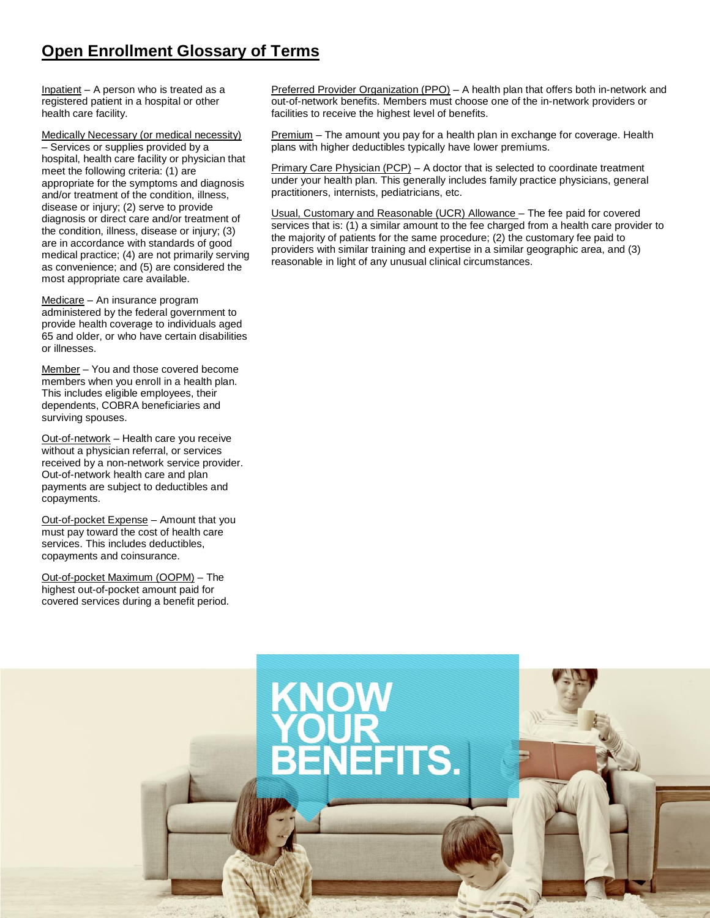## Open Enrollment Glossary of Terms

Inpatient – A person who is treated as a registered patient in a hospital or other health care facility.

Medically Necessary (or medical necessity) – Services or supplies provided by a hospital, health care facility or physician that meet the following criteria: (1) are appropriate for the symptoms and diagnosis and/or treatment of the condition, illness, disease or injury; (2) serve to provide diagnosis or direct care and/or treatment of the condition, illness, disease or injury; (3) are in accordance with standards of good medical practice; (4) are not primarily serving as convenience; and (5) are considered the most appropriate care available.

Medicare – An insurance program administered by the federal government to provide health coverage to individuals aged 65 and older, or who have certain disabilities or illnesses.

Member – You and those covered become members when you enroll in a health plan. This includes eligible employees, their dependents, COBRA beneficiaries and surviving spouses.

Out-of-network – Health care you receive without a physician referral, or services received by a non-network service provider. Out-of-network health care and plan payments are subject to deductibles and copayments.

Out-of-pocket Expense – Amount that you must pay toward the cost of health care services. This includes deductibles, copayments and coinsurance.

Out-of-pocket Maximum (OOPM) – The highest out-of-pocket amount paid for covered services during a benefit period.

Preferred Provider Organization (PPO) – A health plan that offers both in-network and out-of-network benefits. Members must choose one of the in-network providers or facilities to receive the highest level of benefits.

Premium – The amount you pay for a health plan in exchange for coverage. Health plans with higher deductibles typically have lower premiums.

Primary Care Physician (PCP) – A doctor that is selected to coordinate treatment under your health plan. This generally includes family practice physicians, general practitioners, internists, pediatricians, etc.

Usual, Customary and Reasonable (UCR) Allowance – The fee paid for covered services that is: (1) a similar amount to the fee charged from a health care provider to the majority of patients for the same procedure; (2) the customary fee paid to providers with similar training and expertise in a similar geographic area, and (3) reasonable in light of any unusual clinical circumstances.

KNOW YOUR BENEFITS.